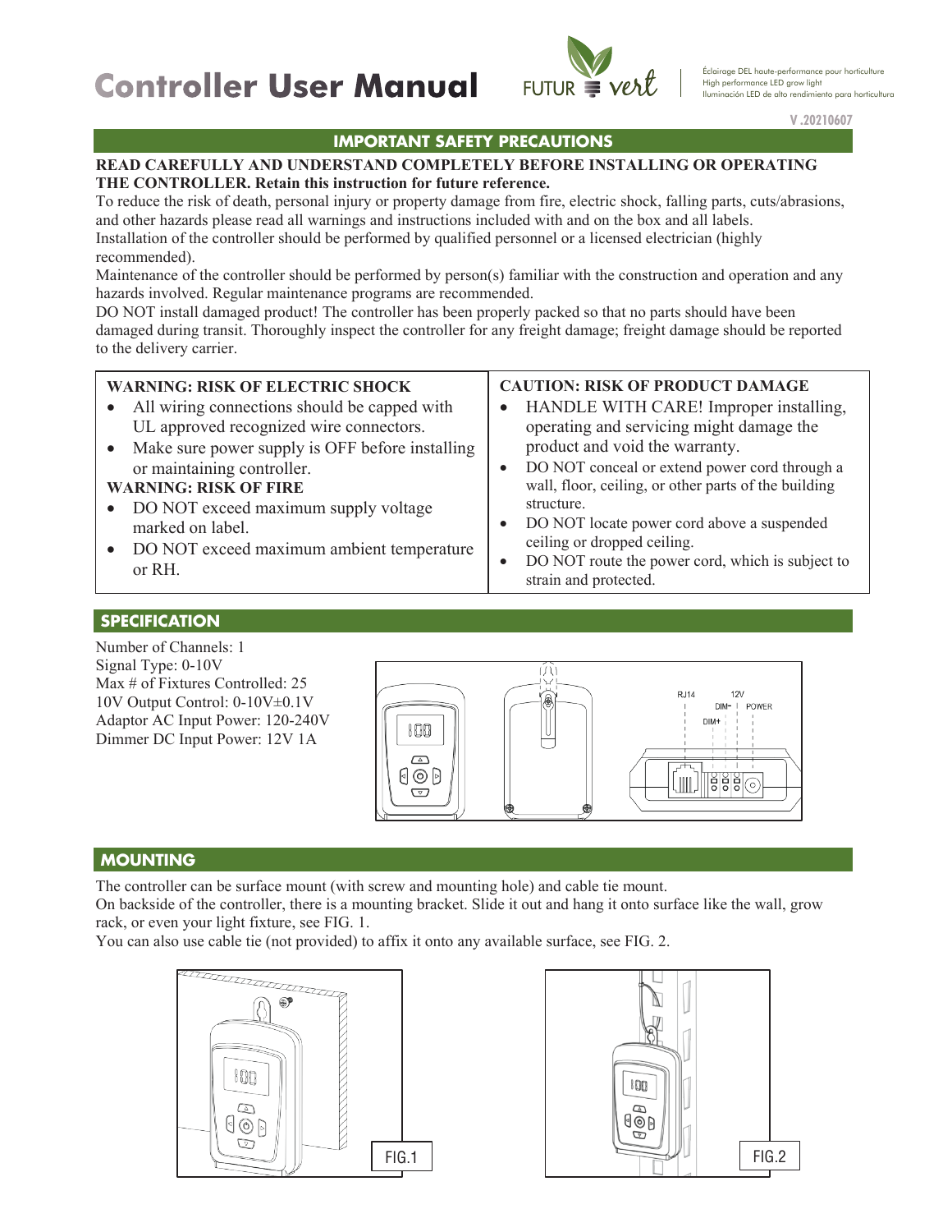# Controller User Manual

FUTUR vert

Éclairage DEL haute-performance pour horticulture
High performance LED grow light
Iluminación LED de alto rendimiento para horticultura

V .20210607

## IMPORTANT SAFETY PRECAUTIONS

**READ CAREFULLY AND UNDERSTAND COMPLETELY BEFORE INSTALLING OR OPERATING THE CONTROLLER. Retain this instruction for future reference.**

To reduce the risk of death, personal injury or property damage from fire, electric shock, falling parts, cuts/abrasions, and other hazards please read all warnings and instructions included with and on the box and all labels.

Installation of the controller should be performed by qualified personnel or a licensed electrician (highly recommended).

Maintenance of the controller should be performed by person(s) familiar with the construction and operation and any hazards involved. Regular maintenance programs are recommended.

DO NOT install damaged product! The controller has been properly packed so that no parts should have been damaged during transit. Thoroughly inspect the controller for any freight damage; freight damage should be reported to the delivery carrier.

**WARNING: RISK OF ELECTRIC SHOCK**

- All wiring connections should be capped with UL approved recognized wire connectors.
- Make sure power supply is OFF before installing or maintaining controller.

**WARNING: RISK OF FIRE**

- DO NOT exceed maximum supply voltage marked on label.
- DO NOT exceed maximum ambient temperature or RH.

**CAUTION: RISK OF PRODUCT DAMAGE**

- HANDLE WITH CARE! Improper installing, operating and servicing might damage the product and void the warranty.
- DO NOT conceal or extend power cord through a wall, floor, ceiling, or other parts of the building structure.
- DO NOT locate power cord above a suspended ceiling or dropped ceiling.
- DO NOT route the power cord, which is subject to strain and protected.

## SPECIFICATION

Number of Channels: 1
Signal Type: 0-10V
Max # of Fixtures Controlled: 25
10V Output Control: 0-10V±0.1V
Adaptor AC Input Power: 120-240V
Dimmer DC Input Power: 12V 1A

RJ14 | 12V | DIM- | DIM+ | POWER

## MOUNTING

The controller can be surface mount (with screw and mounting hole) and cable tie mount.
On backside of the controller, there is a mounting bracket. Slide it out and hang it onto surface like the wall, grow rack, or even your light fixture, see FIG. 1.
You can also use cable tie (not provided) to affix it onto any available surface, see FIG. 2.

FIG.1

FIG.2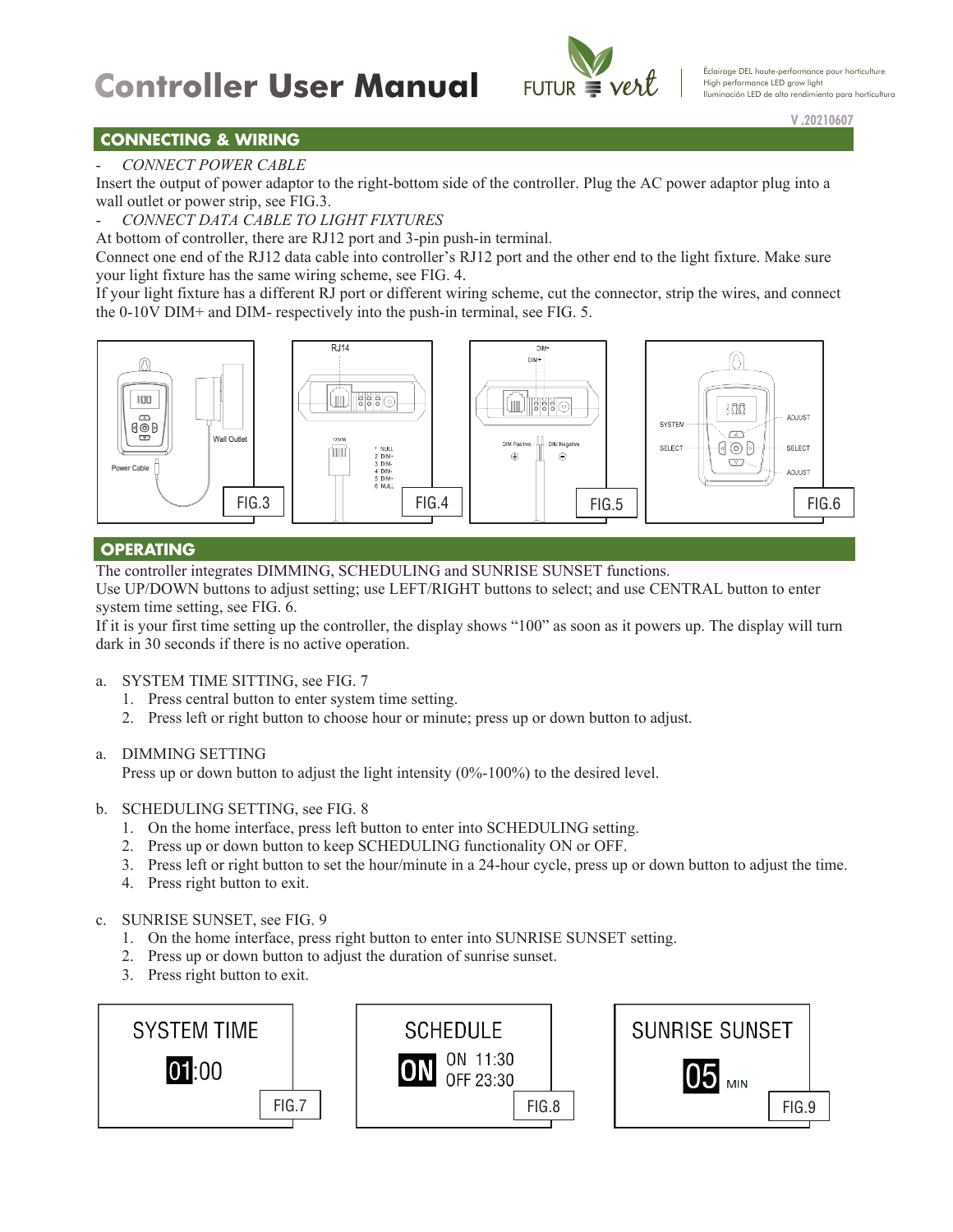# Controller User Manual

FUTUR vert

Éclairage DEL haute-performance pour horticulture
High performance LED grow light
Iluminación LED de alto rendimiento para horticultura

V .20210607

## CONNECTING & WIRING

- *CONNECT POWER CABLE*

Insert the output of power adaptor to the right-bottom side of the controller. Plug the AC power adaptor plug into a wall outlet or power strip, see FIG.3.

- *CONNECT DATA CABLE TO LIGHT FIXTURES*

At bottom of controller, there are RJ12 port and 3-pin push-in terminal.

Connect one end of the RJ12 data cable into controller's RJ12 port and the other end to the light fixture. Make sure your light fixture has the same wiring scheme, see FIG. 4.

If your light fixture has a different RJ port or different wiring scheme, cut the connector, strip the wires, and connect the 0-10V DIM+ and DIM- respectively into the push-in terminal, see FIG. 5.

Wall Outlet
Power Cable
FIG.3

RJ14
123456
1 NULL
2 DIM+
3 DIM-
4 DIM-
5 DIM+
6 NULL
FIG.4

DIM-
DIM+
DIM Positive
DIM Negative
FIG.5

SYSTEM
SELECT
ADJUST
SELECT
ADJUST
FIG.6

## OPERATING

The controller integrates DIMMING, SCHEDULING and SUNRISE SUNSET functions.

Use UP/DOWN buttons to adjust setting; use LEFT/RIGHT buttons to select; and use CENTRAL button to enter system time setting, see FIG. 6.

If it is your first time setting up the controller, the display shows "100" as soon as it powers up. The display will turn dark in 30 seconds if there is no active operation.

a. SYSTEM TIME SITTING, see FIG. 7
   1. Press central button to enter system time setting.
   2. Press left or right button to choose hour or minute; press up or down button to adjust.

a. DIMMING SETTING
   Press up or down button to adjust the light intensity (0%-100%) to the desired level.

b. SCHEDULING SETTING, see FIG. 8
   1. On the home interface, press left button to enter into SCHEDULING setting.
   2. Press up or down button to keep SCHEDULING functionality ON or OFF.
   3. Press left or right button to set the hour/minute in a 24-hour cycle, press up or down button to adjust the time.
   4. Press right button to exit.

c. SUNRISE SUNSET, see FIG. 9
   1. On the home interface, press right button to enter into SUNRISE SUNSET setting.
   2. Press up or down button to adjust the duration of sunrise sunset.
   3. Press right button to exit.

SYSTEM TIME
01:00
FIG.7

SCHEDULE
ON
ON 11:30
OFF 23:30
FIG.8

SUNRISE SUNSET
05 MIN
FIG.9